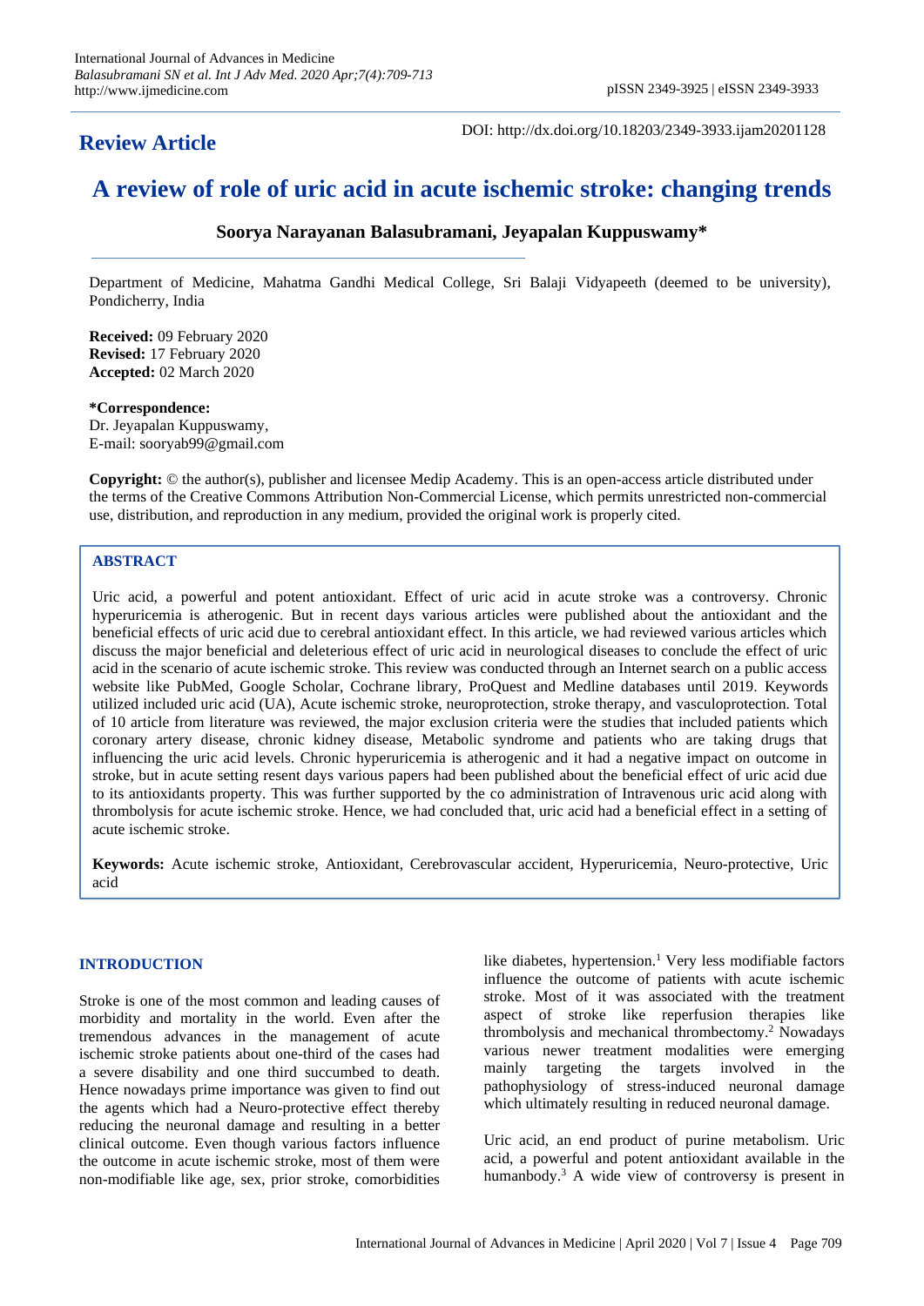**Review Article**

DOI: http://dx.doi.org/10.18203/2349-3933.ijam20201128

# A review of role of uric acid in acute ischemic stroke: changing trends

**Soorya Narayanan Balasubramani, Jeyapalan Kuppuswamy***

Department of Medicine, Mahatma Gandhi Medical College, Sri Balaji Vidyapeeth (deemed to be university), Pondicherry, India

**Received:** 09 February 2020
**Revised:** 17 February 2020
**Accepted:** 02 March 2020

***Correspondence:**
Dr. Jeyapalan Kuppuswamy,
E-mail: sooryab99@gmail.com

**Copyright:** © the author(s), publisher and licensee Medip Academy. This is an open-access article distributed under the terms of the Creative Commons Attribution Non-Commercial License, which permits unrestricted non-commercial use, distribution, and reproduction in any medium, provided the original work is properly cited.

## ABSTRACT

Uric acid, a powerful and potent antioxidant. Effect of uric acid in acute stroke was a controversy. Chronic hyperuricemia is atherogenic. But in recent days various articles were published about the antioxidant and the beneficial effects of uric acid due to cerebral antioxidant effect. In this article, we had reviewed various articles which discuss the major beneficial and deleterious effect of uric acid in neurological diseases to conclude the effect of uric acid in the scenario of acute ischemic stroke. This review was conducted through an Internet search on a public access website like PubMed, Google Scholar, Cochrane library, ProQuest and Medline databases until 2019. Keywords utilized included uric acid (UA), Acute ischemic stroke, neuroprotection, stroke therapy, and vasculoprotection. Total of 10 article from literature was reviewed, the major exclusion criteria were the studies that included patients which coronary artery disease, chronic kidney disease, Metabolic syndrome and patients who are taking drugs that influencing the uric acid levels. Chronic hyperuricemia is atherogenic and it had a negative impact on outcome in stroke, but in acute setting resent days various papers had been published about the beneficial effect of uric acid due to its antioxidants property. This was further supported by the co administration of Intravenous uric acid along with thrombolysis for acute ischemic stroke. Hence, we had concluded that, uric acid had a beneficial effect in a setting of acute ischemic stroke.

**Keywords:** Acute ischemic stroke, Antioxidant, Cerebrovascular accident, Hyperuricemia, Neuro-protective, Uric acid

## INTRODUCTION

Stroke is one of the most common and leading causes of morbidity and mortality in the world. Even after the tremendous advances in the management of acute ischemic stroke patients about one-third of the cases had a severe disability and one third succumbed to death. Hence nowadays prime importance was given to find out the agents which had a Neuro-protective effect thereby reducing the neuronal damage and resulting in a better clinical outcome. Even though various factors influence the outcome in acute ischemic stroke, most of them were non-modifiable like age, sex, prior stroke, comorbidities like diabetes, hypertension.[1] Very less modifiable factors influence the outcome of patients with acute ischemic stroke. Most of it was associated with the treatment aspect of stroke like reperfusion therapies like thrombolysis and mechanical thrombectomy.[2] Nowadays various newer treatment modalities were emerging mainly targeting the targets involved in the pathophysiology of stress-induced neuronal damage which ultimately resulting in reduced neuronal damage.

Uric acid, an end product of purine metabolism. Uric acid, a powerful and potent antioxidant available in the humanbody.[3] A wide view of controversy is present in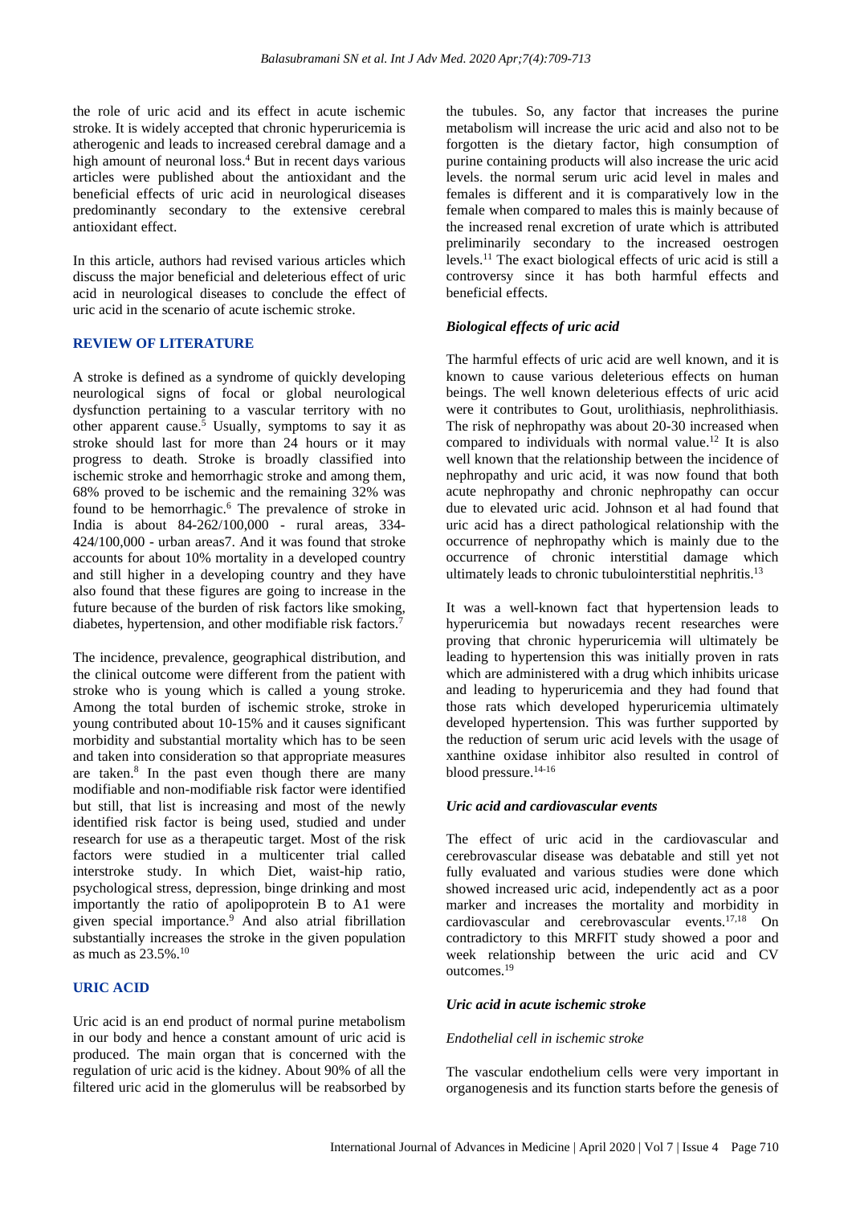the role of uric acid and its effect in acute ischemic stroke. It is widely accepted that chronic hyperuricemia is atherogenic and leads to increased cerebral damage and a high amount of neuronal loss.[4] But in recent days various articles were published about the antioxidant and the beneficial effects of uric acid in neurological diseases predominantly secondary to the extensive cerebral antioxidant effect.

In this article, authors had revised various articles which discuss the major beneficial and deleterious effect of uric acid in neurological diseases to conclude the effect of uric acid in the scenario of acute ischemic stroke.

## REVIEW OF LITERATURE

A stroke is defined as a syndrome of quickly developing neurological signs of focal or global neurological dysfunction pertaining to a vascular territory with no other apparent cause.[5] Usually, symptoms to say it as stroke should last for more than 24 hours or it may progress to death. Stroke is broadly classified into ischemic stroke and hemorrhagic stroke and among them, 68% proved to be ischemic and the remaining 32% was found to be hemorrhagic.[6] The prevalence of stroke in India is about 84-262/100,000 - rural areas, 334-424/100,000 - urban areas7. And it was found that stroke accounts for about 10% mortality in a developed country and still higher in a developing country and they have also found that these figures are going to increase in the future because of the burden of risk factors like smoking, diabetes, hypertension, and other modifiable risk factors.[7]

The incidence, prevalence, geographical distribution, and the clinical outcome were different from the patient with stroke who is young which is called a young stroke. Among the total burden of ischemic stroke, stroke in young contributed about 10-15% and it causes significant morbidity and substantial mortality which has to be seen and taken into consideration so that appropriate measures are taken.[8] In the past even though there are many modifiable and non-modifiable risk factor were identified but still, that list is increasing and most of the newly identified risk factor is being used, studied and under research for use as a therapeutic target. Most of the risk factors were studied in a multicenter trial called interstroke study. In which Diet, waist-hip ratio, psychological stress, depression, binge drinking and most importantly the ratio of apolipoprotein B to A1 were given special importance.[9] And also atrial fibrillation substantially increases the stroke in the given population as much as 23.5%.[10]

## URIC ACID

Uric acid is an end product of normal purine metabolism in our body and hence a constant amount of uric acid is produced. The main organ that is concerned with the regulation of uric acid is the kidney. About 90% of all the filtered uric acid in the glomerulus will be reabsorbed by the tubules. So, any factor that increases the purine metabolism will increase the uric acid and also not to be forgotten is the dietary factor, high consumption of purine containing products will also increase the uric acid levels. the normal serum uric acid level in males and females is different and it is comparatively low in the female when compared to males this is mainly because of the increased renal excretion of urate which is attributed preliminarily secondary to the increased oestrogen levels.[11] The exact biological effects of uric acid is still a controversy since it has both harmful effects and beneficial effects.

### *Biological effects of uric acid*

The harmful effects of uric acid are well known, and it is known to cause various deleterious effects on human beings. The well known deleterious effects of uric acid were it contributes to Gout, urolithiasis, nephrolithiasis. The risk of nephropathy was about 20-30 increased when compared to individuals with normal value.[12] It is also well known that the relationship between the incidence of nephropathy and uric acid, it was now found that both acute nephropathy and chronic nephropathy can occur due to elevated uric acid. Johnson et al had found that uric acid has a direct pathological relationship with the occurrence of nephropathy which is mainly due to the occurrence of chronic interstitial damage which ultimately leads to chronic tubulointerstitial nephritis.[13]

It was a well-known fact that hypertension leads to hyperuricemia but nowadays recent researches were proving that chronic hyperuricemia will ultimately be leading to hypertension this was initially proven in rats which are administered with a drug which inhibits uricase and leading to hyperuricemia and they had found that those rats which developed hyperuricemia ultimately developed hypertension. This was further supported by the reduction of serum uric acid levels with the usage of xanthine oxidase inhibitor also resulted in control of blood pressure.[14-16]

### *Uric acid and cardiovascular events*

The effect of uric acid in the cardiovascular and cerebrovascular disease was debatable and still yet not fully evaluated and various studies were done which showed increased uric acid, independently act as a poor marker and increases the mortality and morbidity in cardiovascular and cerebrovascular events.[17,18] On contradictory to this MRFIT study showed a poor and week relationship between the uric acid and CV outcomes.[19]

### *Uric acid in acute ischemic stroke*

#### *Endothelial cell in ischemic stroke*

The vascular endothelium cells were very important in organogenesis and its function starts before the genesis of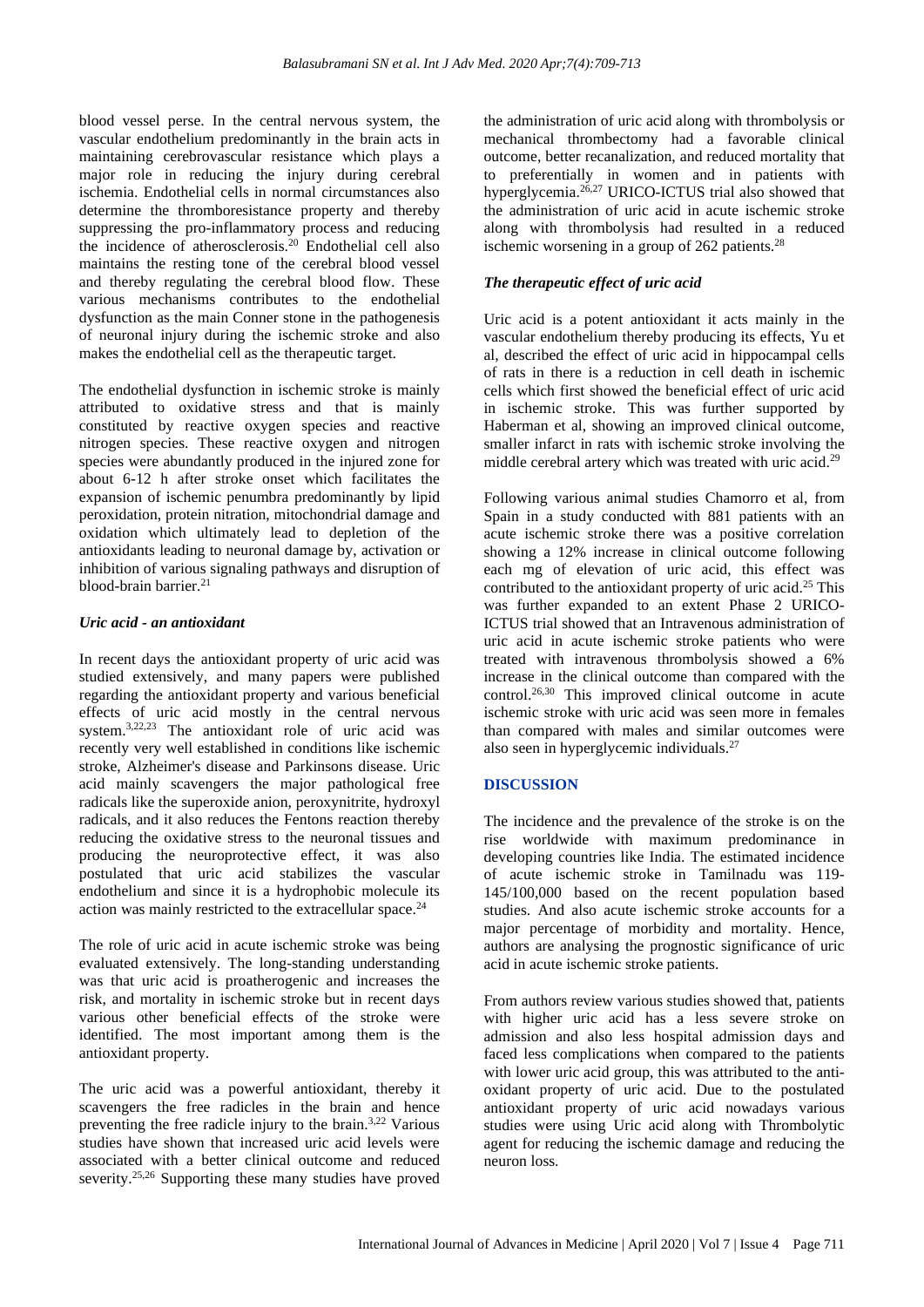blood vessel perse. In the central nervous system, the vascular endothelium predominantly in the brain acts in maintaining cerebrovascular resistance which plays a major role in reducing the injury during cerebral ischemia. Endothelial cells in normal circumstances also determine the thromboresistance property and thereby suppressing the pro-inflammatory process and reducing the incidence of atherosclerosis.[20] Endothelial cell also maintains the resting tone of the cerebral blood vessel and thereby regulating the cerebral blood flow. These various mechanisms contributes to the endothelial dysfunction as the main Conner stone in the pathogenesis of neuronal injury during the ischemic stroke and also makes the endothelial cell as the therapeutic target.

The endothelial dysfunction in ischemic stroke is mainly attributed to oxidative stress and that is mainly constituted by reactive oxygen species and reactive nitrogen species. These reactive oxygen and nitrogen species were abundantly produced in the injured zone for about 6-12 h after stroke onset which facilitates the expansion of ischemic penumbra predominantly by lipid peroxidation, protein nitration, mitochondrial damage and oxidation which ultimately lead to depletion of the antioxidants leading to neuronal damage by, activation or inhibition of various signaling pathways and disruption of blood-brain barrier.[21]

### *Uric acid - an antioxidant*

In recent days the antioxidant property of uric acid was studied extensively, and many papers were published regarding the antioxidant property and various beneficial effects of uric acid mostly in the central nervous system.[3,22,23] The antioxidant role of uric acid was recently very well established in conditions like ischemic stroke, Alzheimer's disease and Parkinsons disease. Uric acid mainly scavengers the major pathological free radicals like the superoxide anion, peroxynitrite, hydroxyl radicals, and it also reduces the Fentons reaction thereby reducing the oxidative stress to the neuronal tissues and producing the neuroprotective effect, it was also postulated that uric acid stabilizes the vascular endothelium and since it is a hydrophobic molecule its action was mainly restricted to the extracellular space.[24]

The role of uric acid in acute ischemic stroke was being evaluated extensively. The long-standing understanding was that uric acid is proatherogenic and increases the risk, and mortality in ischemic stroke but in recent days various other beneficial effects of the stroke were identified. The most important among them is the antioxidant property.

The uric acid was a powerful antioxidant, thereby it scavengers the free radicles in the brain and hence preventing the free radicle injury to the brain.[3,22] Various studies have shown that increased uric acid levels were associated with a better clinical outcome and reduced severity.[25,26] Supporting these many studies have proved the administration of uric acid along with thrombolysis or mechanical thrombectomy had a favorable clinical outcome, better recanalization, and reduced mortality that to preferentially in women and in patients with hyperglycemia.[26,27] URICO-ICTUS trial also showed that the administration of uric acid in acute ischemic stroke along with thrombolysis had resulted in a reduced ischemic worsening in a group of 262 patients.[28]

### *The therapeutic effect of uric acid*

Uric acid is a potent antioxidant it acts mainly in the vascular endothelium thereby producing its effects, Yu et al, described the effect of uric acid in hippocampal cells of rats in there is a reduction in cell death in ischemic cells which first showed the beneficial effect of uric acid in ischemic stroke. This was further supported by Haberman et al, showing an improved clinical outcome, smaller infarct in rats with ischemic stroke involving the middle cerebral artery which was treated with uric acid.[29]

Following various animal studies Chamorro et al, from Spain in a study conducted with 881 patients with an acute ischemic stroke there was a positive correlation showing a 12% increase in clinical outcome following each mg of elevation of uric acid, this effect was contributed to the antioxidant property of uric acid.[25] This was further expanded to an extent Phase 2 URICO-ICTUS trial showed that an Intravenous administration of uric acid in acute ischemic stroke patients who were treated with intravenous thrombolysis showed a 6% increase in the clinical outcome than compared with the control.[26,30] This improved clinical outcome in acute ischemic stroke with uric acid was seen more in females than compared with males and similar outcomes were also seen in hyperglycemic individuals.[27]

## DISCUSSION

The incidence and the prevalence of the stroke is on the rise worldwide with maximum predominance in developing countries like India. The estimated incidence of acute ischemic stroke in Tamilnadu was 119-145/100,000 based on the recent population based studies. And also acute ischemic stroke accounts for a major percentage of morbidity and mortality. Hence, authors are analysing the prognostic significance of uric acid in acute ischemic stroke patients.

From authors review various studies showed that, patients with higher uric acid has a less severe stroke on admission and also less hospital admission days and faced less complications when compared to the patients with lower uric acid group, this was attributed to the anti-oxidant property of uric acid. Due to the postulated antioxidant property of uric acid nowadays various studies were using Uric acid along with Thrombolytic agent for reducing the ischemic damage and reducing the neuron loss.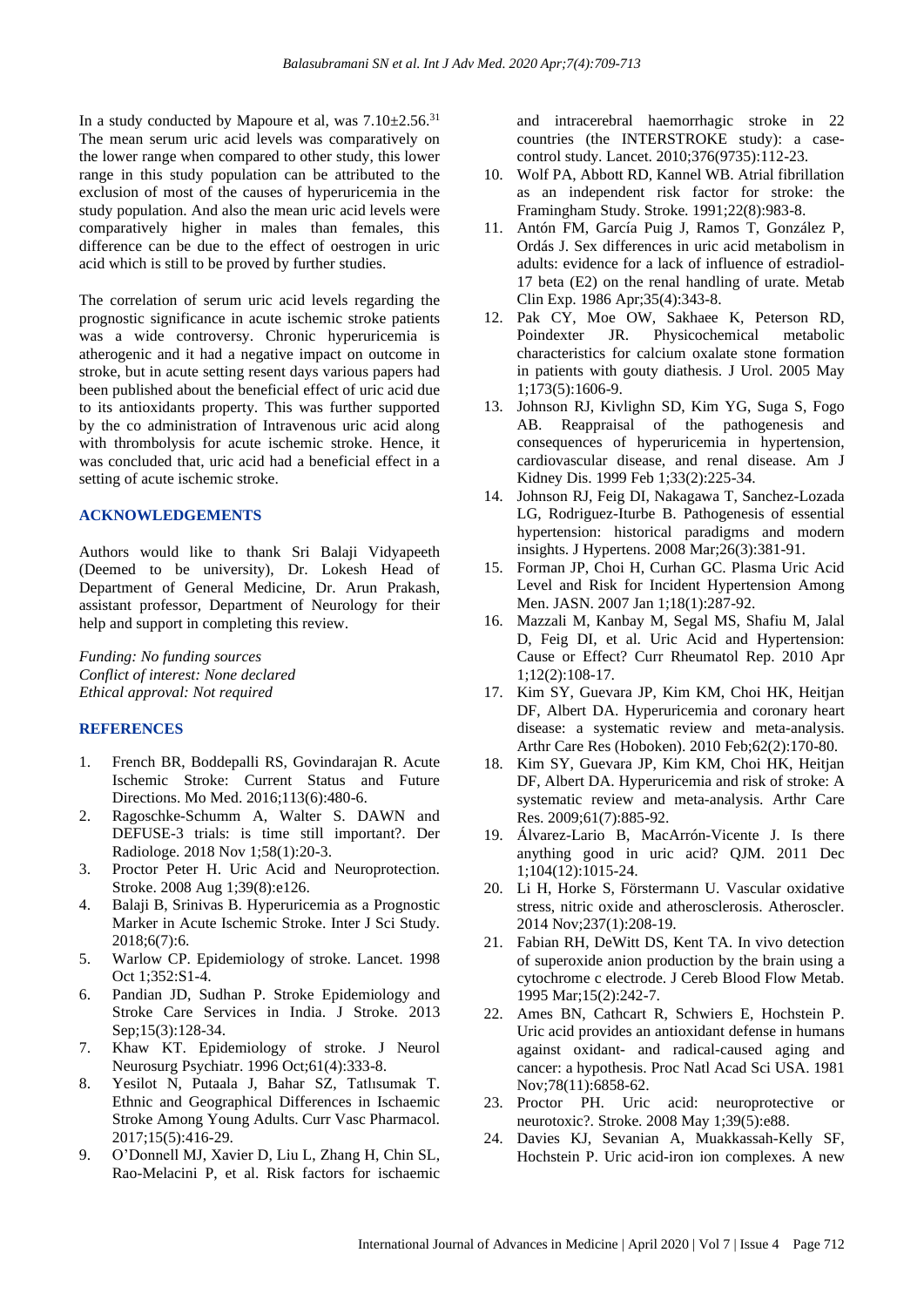In a study conducted by Mapoure et al, was 7.10±2.56.[31] The mean serum uric acid levels was comparatively on the lower range when compared to other study, this lower range in this study population can be attributed to the exclusion of most of the causes of hyperuricemia in the study population. And also the mean uric acid levels were comparatively higher in males than females, this difference can be due to the effect of oestrogen in uric acid which is still to be proved by further studies.

The correlation of serum uric acid levels regarding the prognostic significance in acute ischemic stroke patients was a wide controversy. Chronic hyperuricemia is atherogenic and it had a negative impact on outcome in stroke, but in acute setting resent days various papers had been published about the beneficial effect of uric acid due to its antioxidants property. This was further supported by the co administration of Intravenous uric acid along with thrombolysis for acute ischemic stroke. Hence, it was concluded that, uric acid had a beneficial effect in a setting of acute ischemic stroke.

## ACKNOWLEDGEMENTS

Authors would like to thank Sri Balaji Vidyapeeth (Deemed to be university), Dr. Lokesh Head of Department of General Medicine, Dr. Arun Prakash, assistant professor, Department of Neurology for their help and support in completing this review.

*Funding: No funding sources*
*Conflict of interest: None declared*
*Ethical approval: Not required*

## REFERENCES

1. French BR, Boddepalli RS, Govindarajan R. Acute Ischemic Stroke: Current Status and Future Directions. Mo Med. 2016;113(6):480-6.
2. Ragoschke-Schumm A, Walter S. DAWN and DEFUSE-3 trials: is time still important?. Der Radiologe. 2018 Nov 1;58(1):20-3.
3. Proctor Peter H. Uric Acid and Neuroprotection. Stroke. 2008 Aug 1;39(8):e126.
4. Balaji B, Srinivas B. Hyperuricemia as a Prognostic Marker in Acute Ischemic Stroke. Inter J Sci Study. 2018;6(7):6.
5. Warlow CP. Epidemiology of stroke. Lancet. 1998 Oct 1;352:S1-4.
6. Pandian JD, Sudhan P. Stroke Epidemiology and Stroke Care Services in India. J Stroke. 2013 Sep;15(3):128-34.
7. Khaw KT. Epidemiology of stroke. J Neurol Neurosurg Psychiatr. 1996 Oct;61(4):333-8.
8. Yesilot N, Putaala J, Bahar SZ, Tatlısumak T. Ethnic and Geographical Differences in Ischaemic Stroke Among Young Adults. Curr Vasc Pharmacol. 2017;15(5):416-29.
9. O'Donnell MJ, Xavier D, Liu L, Zhang H, Chin SL, Rao-Melacini P, et al. Risk factors for ischaemic and intracerebral haemorrhagic stroke in 22 countries (the INTERSTROKE study): a case-control study. Lancet. 2010;376(9735):112-23.
10. Wolf PA, Abbott RD, Kannel WB. Atrial fibrillation as an independent risk factor for stroke: the Framingham Study. Stroke. 1991;22(8):983-8.
11. Antón FM, García Puig J, Ramos T, González P, Ordás J. Sex differences in uric acid metabolism in adults: evidence for a lack of influence of estradiol-17 beta (E2) on the renal handling of urate. Metab Clin Exp. 1986 Apr;35(4):343-8.
12. Pak CY, Moe OW, Sakhaee K, Peterson RD, Poindexter JR. Physicochemical metabolic characteristics for calcium oxalate stone formation in patients with gouty diathesis. J Urol. 2005 May 1;173(5):1606-9.
13. Johnson RJ, Kivlighn SD, Kim YG, Suga S, Fogo AB. Reappraisal of the pathogenesis and consequences of hyperuricemia in hypertension, cardiovascular disease, and renal disease. Am J Kidney Dis. 1999 Feb 1;33(2):225-34.
14. Johnson RJ, Feig DI, Nakagawa T, Sanchez-Lozada LG, Rodriguez-Iturbe B. Pathogenesis of essential hypertension: historical paradigms and modern insights. J Hypertens. 2008 Mar;26(3):381-91.
15. Forman JP, Choi H, Curhan GC. Plasma Uric Acid Level and Risk for Incident Hypertension Among Men. JASN. 2007 Jan 1;18(1):287-92.
16. Mazzali M, Kanbay M, Segal MS, Shafiu M, Jalal D, Feig DI, et al. Uric Acid and Hypertension: Cause or Effect? Curr Rheumatol Rep. 2010 Apr 1;12(2):108-17.
17. Kim SY, Guevara JP, Kim KM, Choi HK, Heitjan DF, Albert DA. Hyperuricemia and coronary heart disease: a systematic review and meta-analysis. Arthr Care Res (Hoboken). 2010 Feb;62(2):170-80.
18. Kim SY, Guevara JP, Kim KM, Choi HK, Heitjan DF, Albert DA. Hyperuricemia and risk of stroke: A systematic review and meta-analysis. Arthr Care Res. 2009;61(7):885-92.
19. Álvarez-Lario B, MacArrón-Vicente J. Is there anything good in uric acid? QJM. 2011 Dec 1;104(12):1015-24.
20. Li H, Horke S, Förstermann U. Vascular oxidative stress, nitric oxide and atherosclerosis. Atheroscler. 2014 Nov;237(1):208-19.
21. Fabian RH, DeWitt DS, Kent TA. In vivo detection of superoxide anion production by the brain using a cytochrome c electrode. J Cereb Blood Flow Metab. 1995 Mar;15(2):242-7.
22. Ames BN, Cathcart R, Schwiers E, Hochstein P. Uric acid provides an antioxidant defense in humans against oxidant- and radical-caused aging and cancer: a hypothesis. Proc Natl Acad Sci USA. 1981 Nov;78(11):6858-62.
23. Proctor PH. Uric acid: neuroprotective or neurotoxic?. Stroke. 2008 May 1;39(5):e88.
24. Davies KJ, Sevanian A, Muakkassah-Kelly SF, Hochstein P. Uric acid-iron ion complexes. A new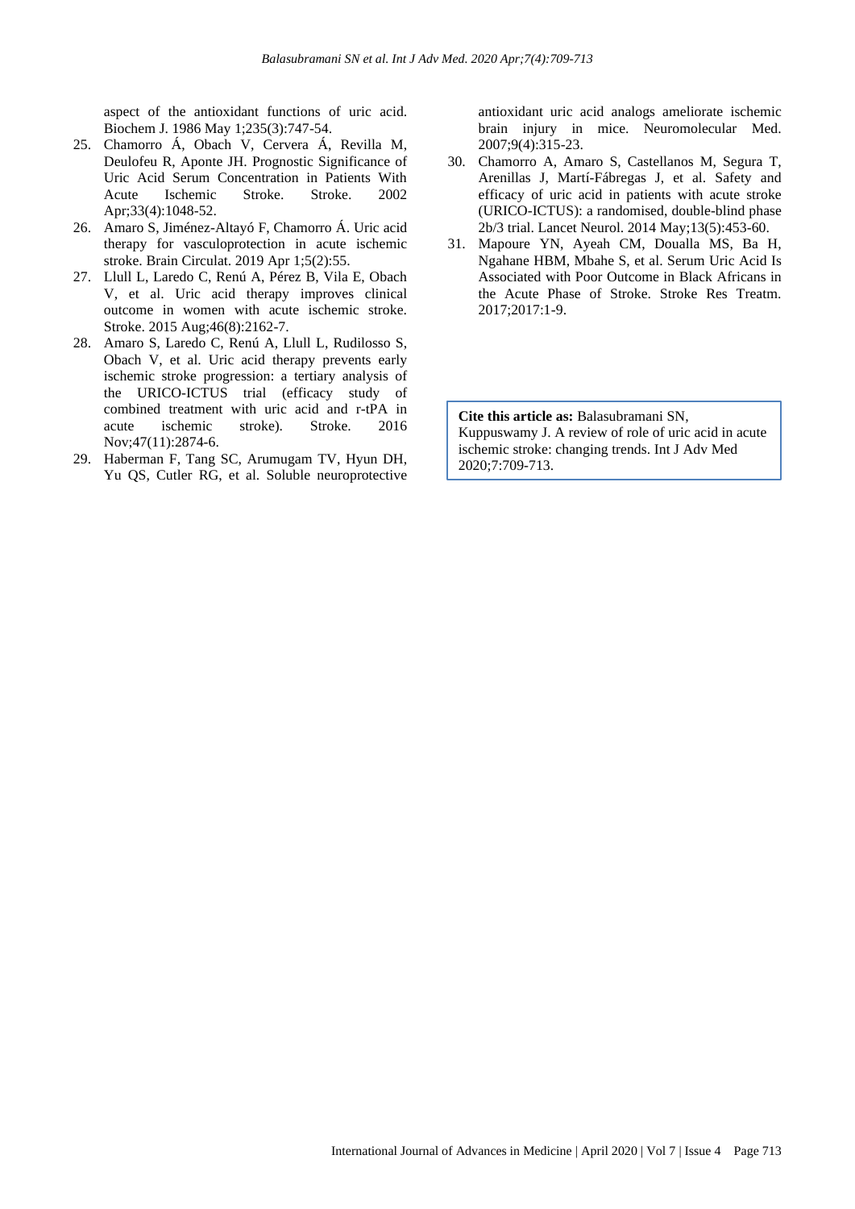aspect of the antioxidant functions of uric acid. Biochem J. 1986 May 1;235(3):747-54.

25. Chamorro Á, Obach V, Cervera Á, Revilla M, Deulofeu R, Aponte JH. Prognostic Significance of Uric Acid Serum Concentration in Patients With Acute Ischemic Stroke. Stroke. 2002 Apr;33(4):1048-52.
26. Amaro S, Jiménez-Altayó F, Chamorro Á. Uric acid therapy for vasculoprotection in acute ischemic stroke. Brain Circulat. 2019 Apr 1;5(2):55.
27. Llull L, Laredo C, Renú A, Pérez B, Vila E, Obach V, et al. Uric acid therapy improves clinical outcome in women with acute ischemic stroke. Stroke. 2015 Aug;46(8):2162-7.
28. Amaro S, Laredo C, Renú A, Llull L, Rudilosso S, Obach V, et al. Uric acid therapy prevents early ischemic stroke progression: a tertiary analysis of the URICO-ICTUS trial (efficacy study of combined treatment with uric acid and r-tPA in acute ischemic stroke). Stroke. 2016 Nov;47(11):2874-6.
29. Haberman F, Tang SC, Arumugam TV, Hyun DH, Yu QS, Cutler RG, et al. Soluble neuroprotective antioxidant uric acid analogs ameliorate ischemic brain injury in mice. Neuromolecular Med. 2007;9(4):315-23.
30. Chamorro A, Amaro S, Castellanos M, Segura T, Arenillas J, Martí-Fábregas J, et al. Safety and efficacy of uric acid in patients with acute stroke (URICO-ICTUS): a randomised, double-blind phase 2b/3 trial. Lancet Neurol. 2014 May;13(5):453-60.
31. Mapoure YN, Ayeah CM, Doualla MS, Ba H, Ngahane HBM, Mbahe S, et al. Serum Uric Acid Is Associated with Poor Outcome in Black Africans in the Acute Phase of Stroke. Stroke Res Treatm. 2017;2017:1-9.

**Cite this article as:** Balasubramani SN, Kuppuswamy J. A review of role of uric acid in acute ischemic stroke: changing trends. Int J Adv Med 2020;7:709-713.